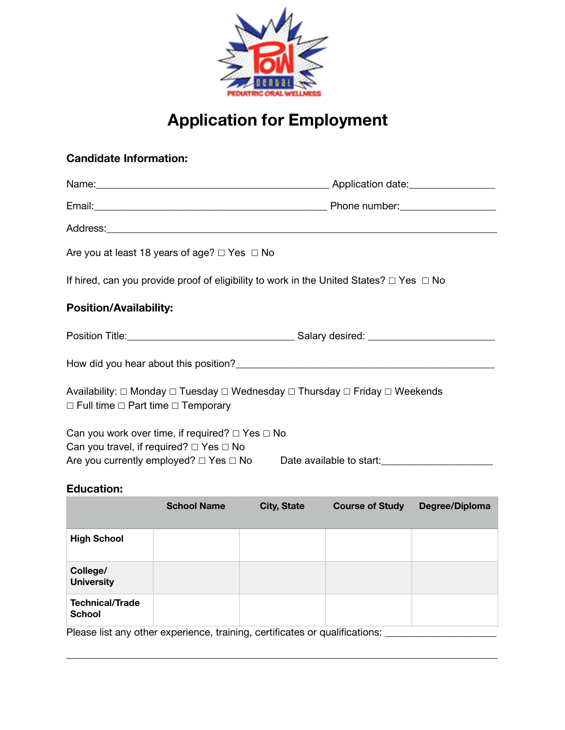POW dental
PEDIATRIC ORAL WELLNESS

# Application for Employment

### Candidate Information:

Name:_____________________________________________ Application date:_______________

Email:_____________________________________________ Phone number:_________________

Address:_________________________________________________________________________

Are you at least 18 years of age? ☐ Yes ☐ No

If hired, can you provide proof of eligibility to work in the United States? ☐ Yes ☐ No

### Position/Availability:

Position Title:_______________________________ Salary desired: _______________________

How did you hear about this position?_______________________________________________

Availability: ☐ Monday ☐ Tuesday ☐ Wednesday ☐ Thursday ☐ Friday ☐ Weekends
☐ Full time ☐ Part time ☐ Temporary

Can you work over time, if required? ☐ Yes ☐ No
Can you travel, if required? ☐ Yes ☐ No
Are you currently employed? ☐ Yes ☐ No Date available to start:____________________

### Education:

| | School Name | City, State | Course of Study | Degree/Diploma |
|---|---|---|---|---|
| **High School** | | | | |
| **College/ University** | | | | |
| **Technical/Trade School** | | | | |

Please list any other experience, training, certificates or qualifications: ____________________

_________________________________________________________________________________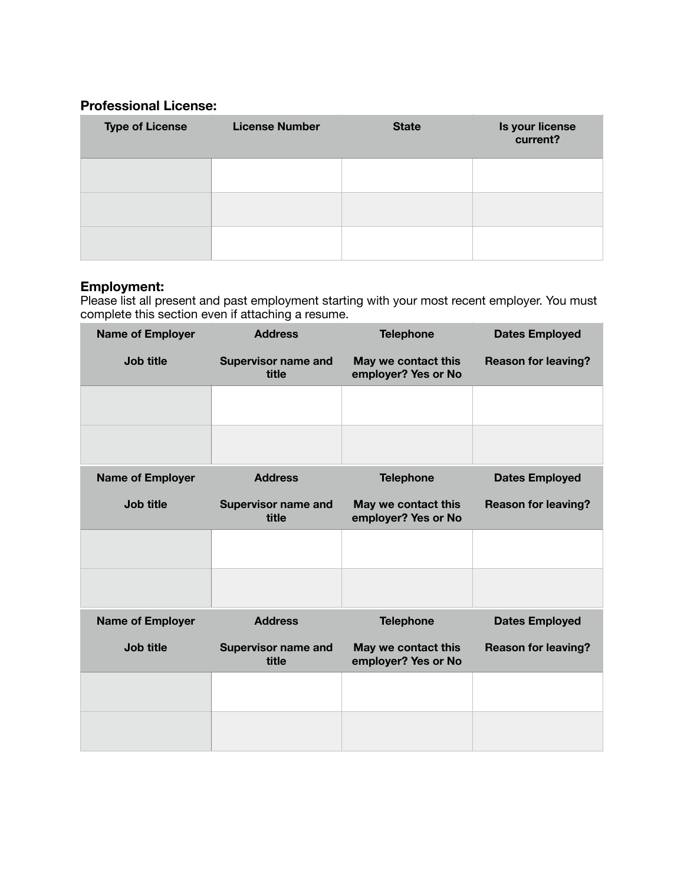**Professional License:**

| Type of License | License Number | State | Is your license current? |
| --- | --- | --- | --- |
| | | | |
| | | | |
| | | | |

**Employment:**

Please list all present and past employment starting with your most recent employer. You must complete this section even if attaching a resume.

| Name of Employer<br><br>Job title | Address<br><br>Supervisor name and title | Telephone<br><br>May we contact this employer? Yes or No | Dates Employed<br><br>Reason for leaving? |
| --- | --- | --- | --- |
| | | | |
| | | | |

| Name of Employer<br><br>Job title | Address<br><br>Supervisor name and title | Telephone<br><br>May we contact this employer? Yes or No | Dates Employed<br><br>Reason for leaving? |
| --- | --- | --- | --- |
| | | | |
| | | | |

| Name of Employer<br><br>Job title | Address<br><br>Supervisor name and title | Telephone<br><br>May we contact this employer? Yes or No | Dates Employed<br><br>Reason for leaving? |
| --- | --- | --- | --- |
| | | | |
| | | | |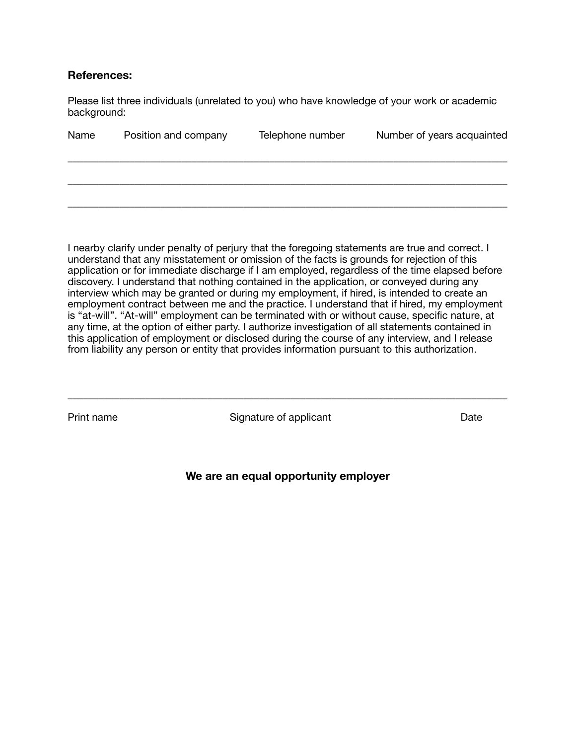**References:**

Please list three individuals (unrelated to you) who have knowledge of your work or academic background:

| Name | Position and company | Telephone number | Number of years acquainted |
|---|---|---|---|
| | | | |
| | | | |
| | | | |

I nearby clarify under penalty of perjury that the foregoing statements are true and correct. I understand that any misstatement or omission of the facts is grounds for rejection of this application or for immediate discharge if I am employed, regardless of the time elapsed before discovery. I understand that nothing contained in the application, or conveyed during any interview which may be granted or during my employment, if hired, is intended to create an employment contract between me and the practice. I understand that if hired, my employment is "at-will". "At-will" employment can be terminated with or without cause, specific nature, at any time, at the option of either party. I authorize investigation of all statements contained in this application of employment or disclosed during the course of any interview, and I release from liability any person or entity that provides information pursuant to this authorization.

______________________________________________________________________________

Print name                    Signature of applicant                    Date

**We are an equal opportunity employer**